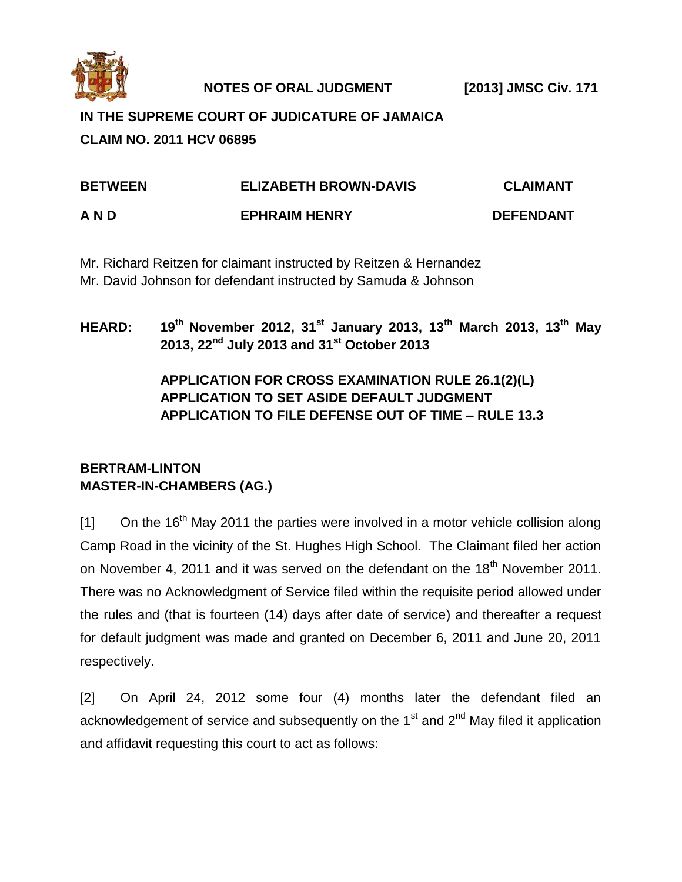**NOTES OF ORAL JUDGMENT** **[2013] JMSC Civ. 171**

**IN THE SUPREME COURT OF JUDICATURE OF JAMAICA**

**CLAIM NO. 2011 HCV 06895**

| | | |
|---|---|---|
| **BETWEEN** | **ELIZABETH BROWN-DAVIS** | **CLAIMANT** |
| **A N D** | **EPHRAIM HENRY** | **DEFENDANT** |

Mr. Richard Reitzen for claimant instructed by Reitzen & Hernandez
Mr. David Johnson for defendant instructed by Samuda & Johnson

**HEARD:** **19th November 2012, 31st January 2013, 13th March 2013, 13th May 2013, 22nd July 2013 and 31st October 2013**

**APPLICATION FOR CROSS EXAMINATION RULE 26.1(2)(L)**
**APPLICATION TO SET ASIDE DEFAULT JUDGMENT**
**APPLICATION TO FILE DEFENSE OUT OF TIME – RULE 13.3**

**BERTRAM-LINTON**
**MASTER-IN-CHAMBERS (AG.)**

[1] On the 16th May 2011 the parties were involved in a motor vehicle collision along Camp Road in the vicinity of the St. Hughes High School. The Claimant filed her action on November 4, 2011 and it was served on the defendant on the 18th November 2011. There was no Acknowledgment of Service filed within the requisite period allowed under the rules and (that is fourteen (14) days after date of service) and thereafter a request for default judgment was made and granted on December 6, 2011 and June 20, 2011 respectively.

[2] On April 24, 2012 some four (4) months later the defendant filed an acknowledgement of service and subsequently on the 1st and 2nd May filed it application and affidavit requesting this court to act as follows: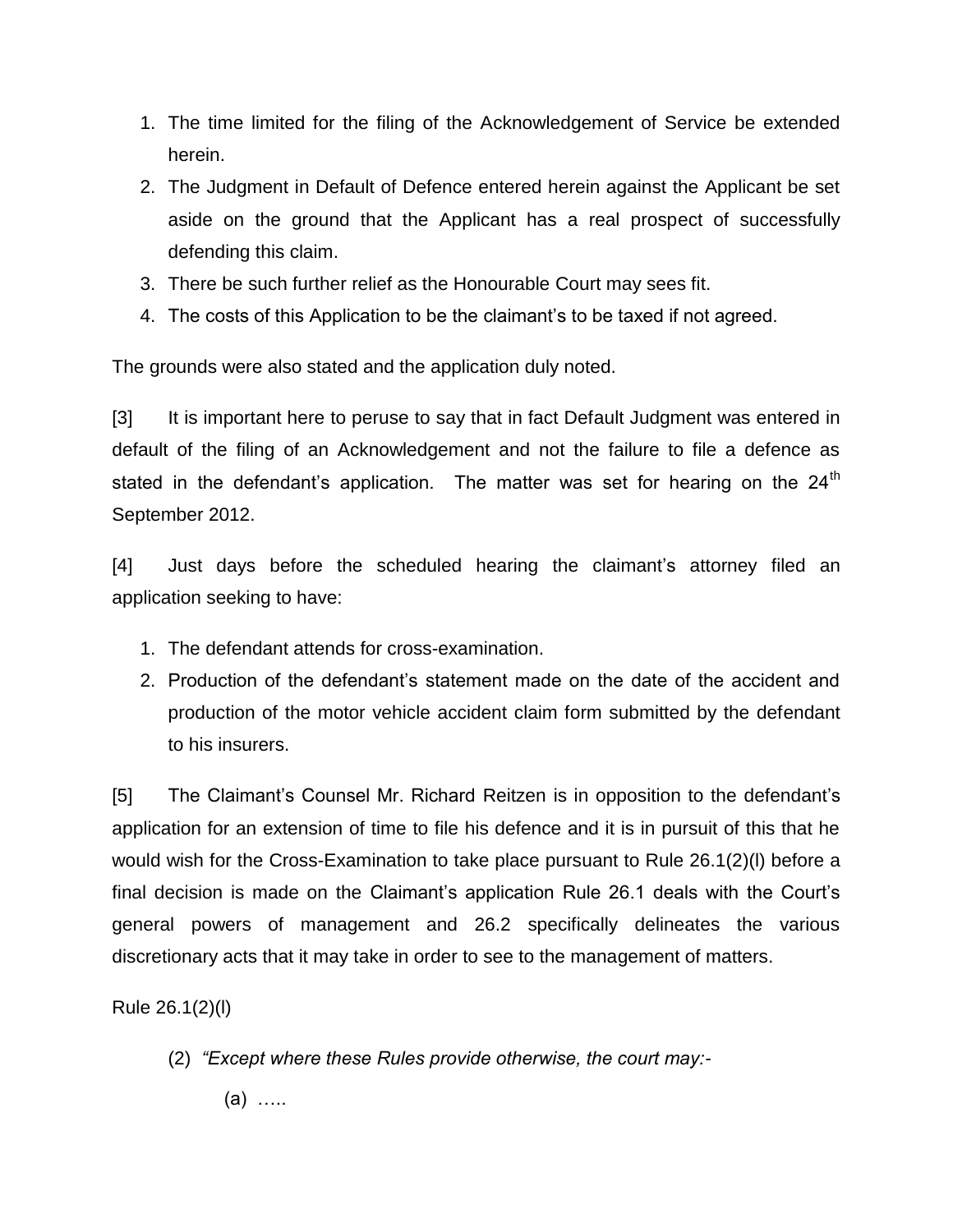1. The time limited for the filing of the Acknowledgement of Service be extended herein.
2. The Judgment in Default of Defence entered herein against the Applicant be set aside on the ground that the Applicant has a real prospect of successfully defending this claim.
3. There be such further relief as the Honourable Court may sees fit.
4. The costs of this Application to be the claimant's to be taxed if not agreed.

The grounds were also stated and the application duly noted.

[3] It is important here to peruse to say that in fact Default Judgment was entered in default of the filing of an Acknowledgement and not the failure to file a defence as stated in the defendant's application. The matter was set for hearing on the 24th September 2012.

[4] Just days before the scheduled hearing the claimant's attorney filed an application seeking to have:

1. The defendant attends for cross-examination.
2. Production of the defendant's statement made on the date of the accident and production of the motor vehicle accident claim form submitted by the defendant to his insurers.

[5] The Claimant's Counsel Mr. Richard Reitzen is in opposition to the defendant's application for an extension of time to file his defence and it is in pursuit of this that he would wish for the Cross-Examination to take place pursuant to Rule 26.1(2)(l) before a final decision is made on the Claimant's application Rule 26.1 deals with the Court's general powers of management and 26.2 specifically delineates the various discretionary acts that it may take in order to see to the management of matters.

Rule 26.1(2)(l)

(2) *"Except where these Rules provide otherwise, the court may:-*

(a) …..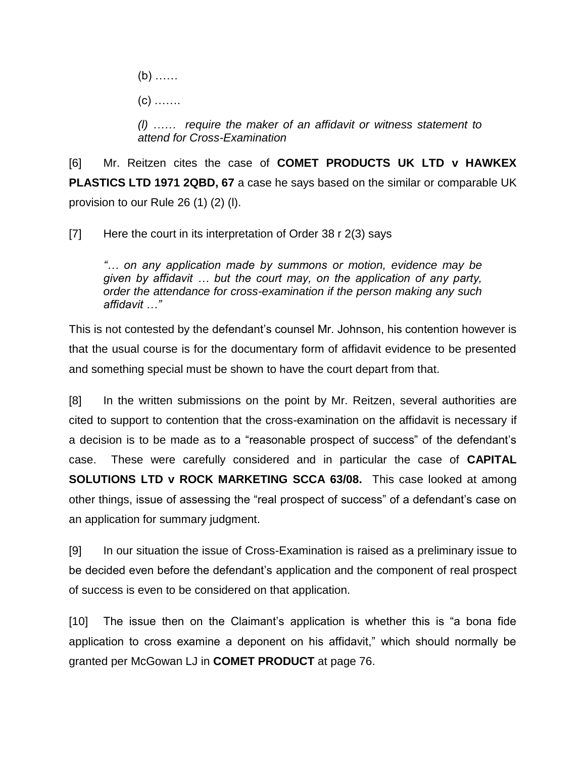(b) ……

(c) …….

*(l) …… require the maker of an affidavit or witness statement to attend for Cross-Examination*

[6] Mr. Reitzen cites the case of **COMET PRODUCTS UK LTD v HAWKEX PLASTICS LTD 1971 2QBD, 67** a case he says based on the similar or comparable UK provision to our Rule 26 (1) (2) (l).

[7] Here the court in its interpretation of Order 38 r 2(3) says

> *"… on any application made by summons or motion, evidence may be given by affidavit … but the court may, on the application of any party, order the attendance for cross-examination if the person making any such affidavit …"*

This is not contested by the defendant's counsel Mr. Johnson, his contention however is that the usual course is for the documentary form of affidavit evidence to be presented and something special must be shown to have the court depart from that.

[8] In the written submissions on the point by Mr. Reitzen, several authorities are cited to support to contention that the cross-examination on the affidavit is necessary if a decision is to be made as to a "reasonable prospect of success" of the defendant's case. These were carefully considered and in particular the case of **CAPITAL SOLUTIONS LTD v ROCK MARKETING SCCA 63/08.** This case looked at among other things, issue of assessing the "real prospect of success" of a defendant's case on an application for summary judgment.

[9] In our situation the issue of Cross-Examination is raised as a preliminary issue to be decided even before the defendant's application and the component of real prospect of success is even to be considered on that application.

[10] The issue then on the Claimant's application is whether this is "a bona fide application to cross examine a deponent on his affidavit," which should normally be granted per McGowan LJ in **COMET PRODUCT** at page 76.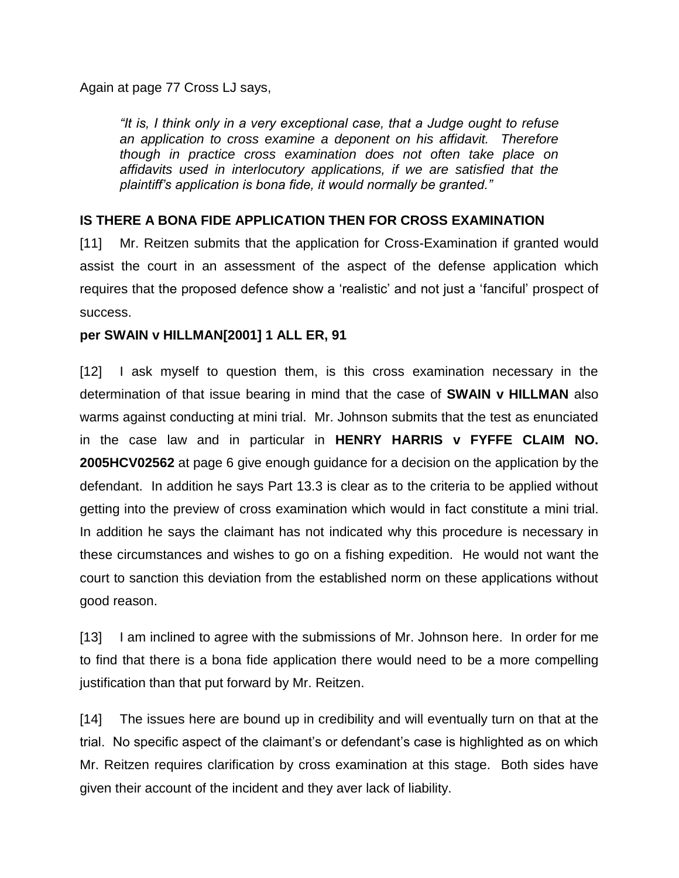Again at page 77 Cross LJ says,

> *"It is, I think only in a very exceptional case, that a Judge ought to refuse an application to cross examine a deponent on his affidavit. Therefore though in practice cross examination does not often take place on affidavits used in interlocutory applications, if we are satisfied that the plaintiff's application is bona fide, it would normally be granted."*

**IS THERE A BONA FIDE APPLICATION THEN FOR CROSS EXAMINATION**

[11] Mr. Reitzen submits that the application for Cross-Examination if granted would assist the court in an assessment of the aspect of the defense application which requires that the proposed defence show a 'realistic' and not just a 'fanciful' prospect of success.

**per SWAIN v HILLMAN[2001] 1 ALL ER, 91**

[12] I ask myself to question them, is this cross examination necessary in the determination of that issue bearing in mind that the case of **SWAIN v HILLMAN** also warms against conducting at mini trial. Mr. Johnson submits that the test as enunciated in the case law and in particular in **HENRY HARRIS v FYFFE CLAIM NO. 2005HCV02562** at page 6 give enough guidance for a decision on the application by the defendant. In addition he says Part 13.3 is clear as to the criteria to be applied without getting into the preview of cross examination which would in fact constitute a mini trial. In addition he says the claimant has not indicated why this procedure is necessary in these circumstances and wishes to go on a fishing expedition. He would not want the court to sanction this deviation from the established norm on these applications without good reason.

[13] I am inclined to agree with the submissions of Mr. Johnson here. In order for me to find that there is a bona fide application there would need to be a more compelling justification than that put forward by Mr. Reitzen.

[14] The issues here are bound up in credibility and will eventually turn on that at the trial. No specific aspect of the claimant's or defendant's case is highlighted as on which Mr. Reitzen requires clarification by cross examination at this stage. Both sides have given their account of the incident and they aver lack of liability.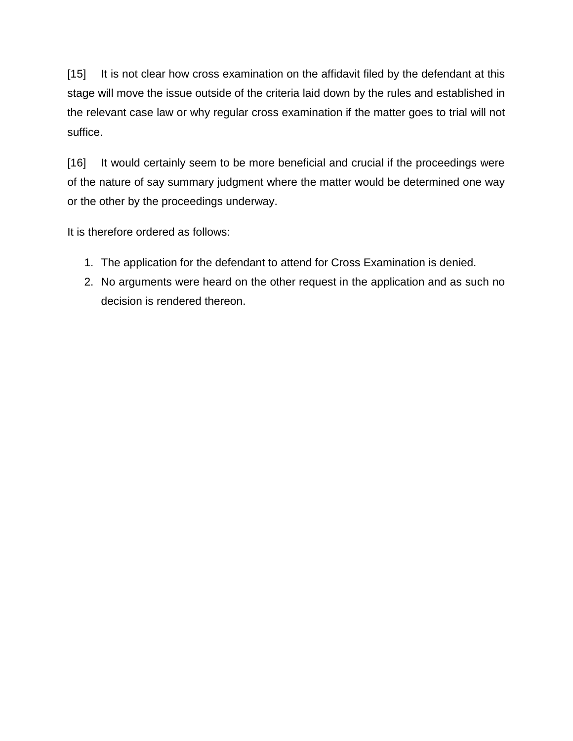[15] It is not clear how cross examination on the affidavit filed by the defendant at this stage will move the issue outside of the criteria laid down by the rules and established in the relevant case law or why regular cross examination if the matter goes to trial will not suffice.

[16] It would certainly seem to be more beneficial and crucial if the proceedings were of the nature of say summary judgment where the matter would be determined one way or the other by the proceedings underway.

It is therefore ordered as follows:

1. The application for the defendant to attend for Cross Examination is denied.
2. No arguments were heard on the other request in the application and as such no decision is rendered thereon.